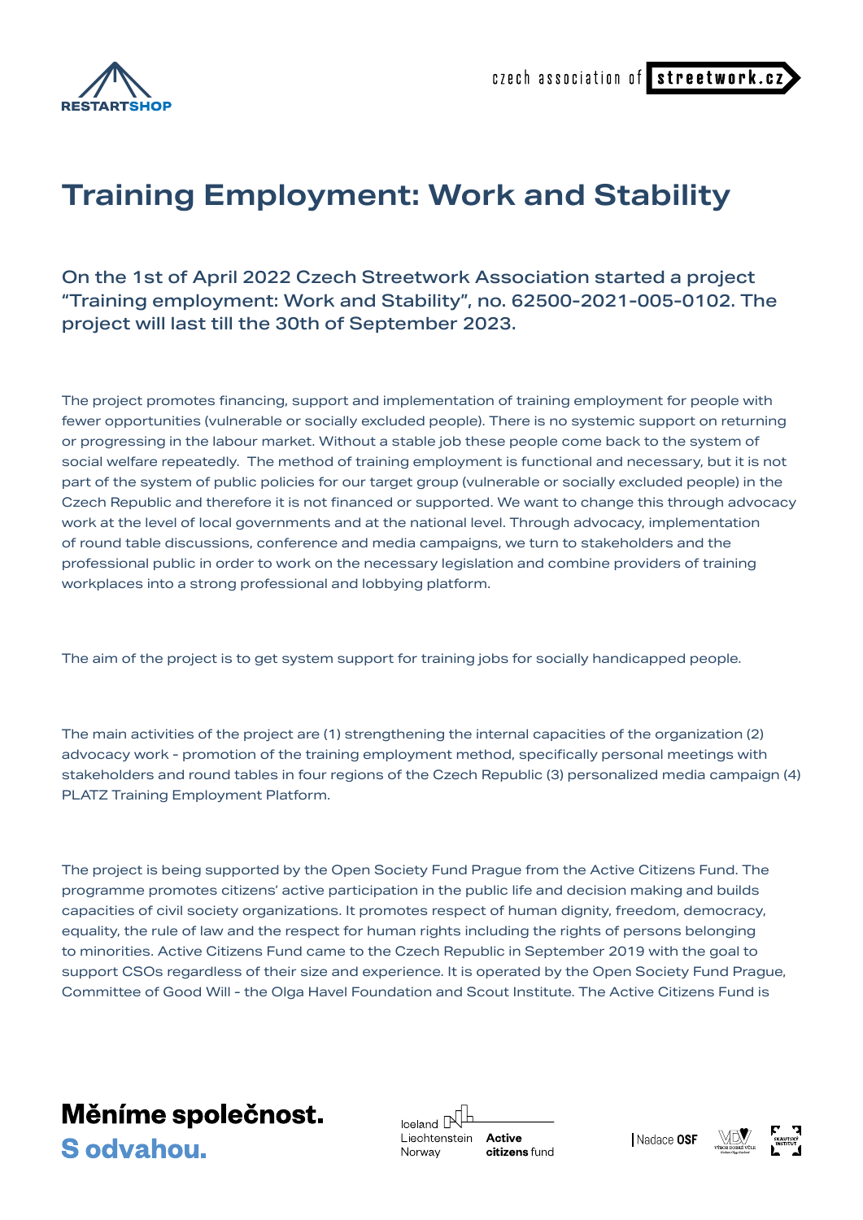# Training Employment: Work and Stability

## On the 1st of April 2022 Czech Streetwork Association started a project "Training employment: Work and Stability", no. 62500-2021-005-0102. The project will last till the 30th of September 2023.

The project promotes financing, support and implementation of training employment for people with fewer opportunities (vulnerable or socially excluded people). There is no systemic support on returning or progressing in the labour market. Without a stable job these people come back to the system of social welfare repeatedly. The method of training employment is functional and necessary, but it is not part of the system of public policies for our target group (vulnerable or socially excluded people) in the Czech Republic and therefore it is not financed or supported. We want to change this through advocacy work at the level of local governments and at the national level. Through advocacy, implementation of round table discussions, conference and media campaigns, we turn to stakeholders and the professional public in order to work on the necessary legislation and combine providers of training workplaces into a strong professional and lobbying platform.

The aim of the project is to get system support for training jobs for socially handicapped people.

The main activities of the project are (1) strengthening the internal capacities of the organization (2) advocacy work - promotion of the training employment method, specifically personal meetings with stakeholders and round tables in four regions of the Czech Republic (3) personalized media campaign (4) PLATZ Training Employment Platform.

The project is being supported by the Open Society Fund Prague from the Active Citizens Fund. The programme promotes citizens' active participation in the public life and decision making and builds capacities of civil society organizations. It promotes respect of human dignity, freedom, democracy, equality, the rule of law and the respect for human rights including the rights of persons belonging to minorities. Active Citizens Fund came to the Czech Republic in September 2019 with the goal to support CSOs regardless of their size and experience. It is operated by the Open Society Fund Prague, Committee of Good Will - the Olga Havel Foundation and Scout Institute. The Active Citizens Fund is

**Měníme společnost.**
**S odvahou.**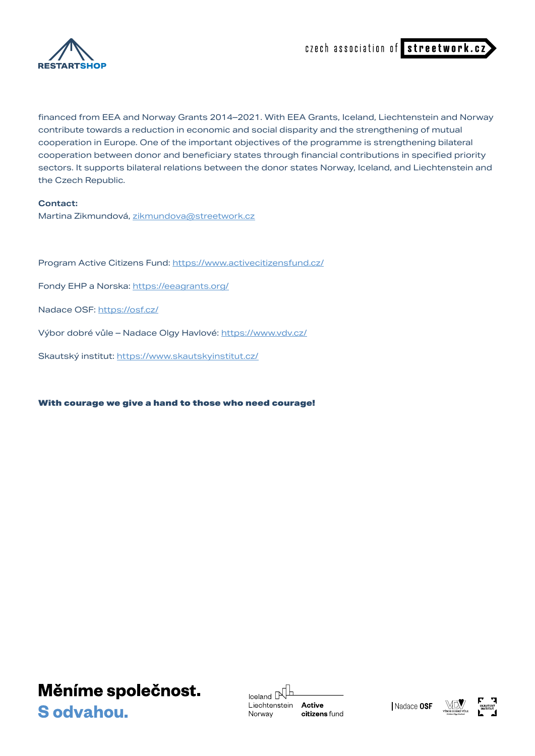financed from EEA and Norway Grants 2014–2021. With EEA Grants, Iceland, Liechtenstein and Norway contribute towards a reduction in economic and social disparity and the strengthening of mutual cooperation in Europe. One of the important objectives of the programme is strengthening bilateral cooperation between donor and beneficiary states through financial contributions in specified priority sectors. It supports bilateral relations between the donor states Norway, Iceland, and Liechtenstein and the Czech Republic.

**Contact:**
Martina Zikmundová, zikmundova@streetwork.cz

Program Active Citizens Fund: https://www.activecitizensfund.cz/

Fondy EHP a Norska: https://eeagrants.org/

Nadace OSF: https://osf.cz/

Výbor dobré vůle – Nadace Olgy Havlové: https://www.vdv.cz/

Skautský institut: https://www.skautskyinstitut.cz/

**With courage we give a hand to those who need courage!**

**Měníme společnost.**
**S odvahou.**

Iceland
Liechtenstein
Norway
**Active citizens** fund

Nadace **OSF**